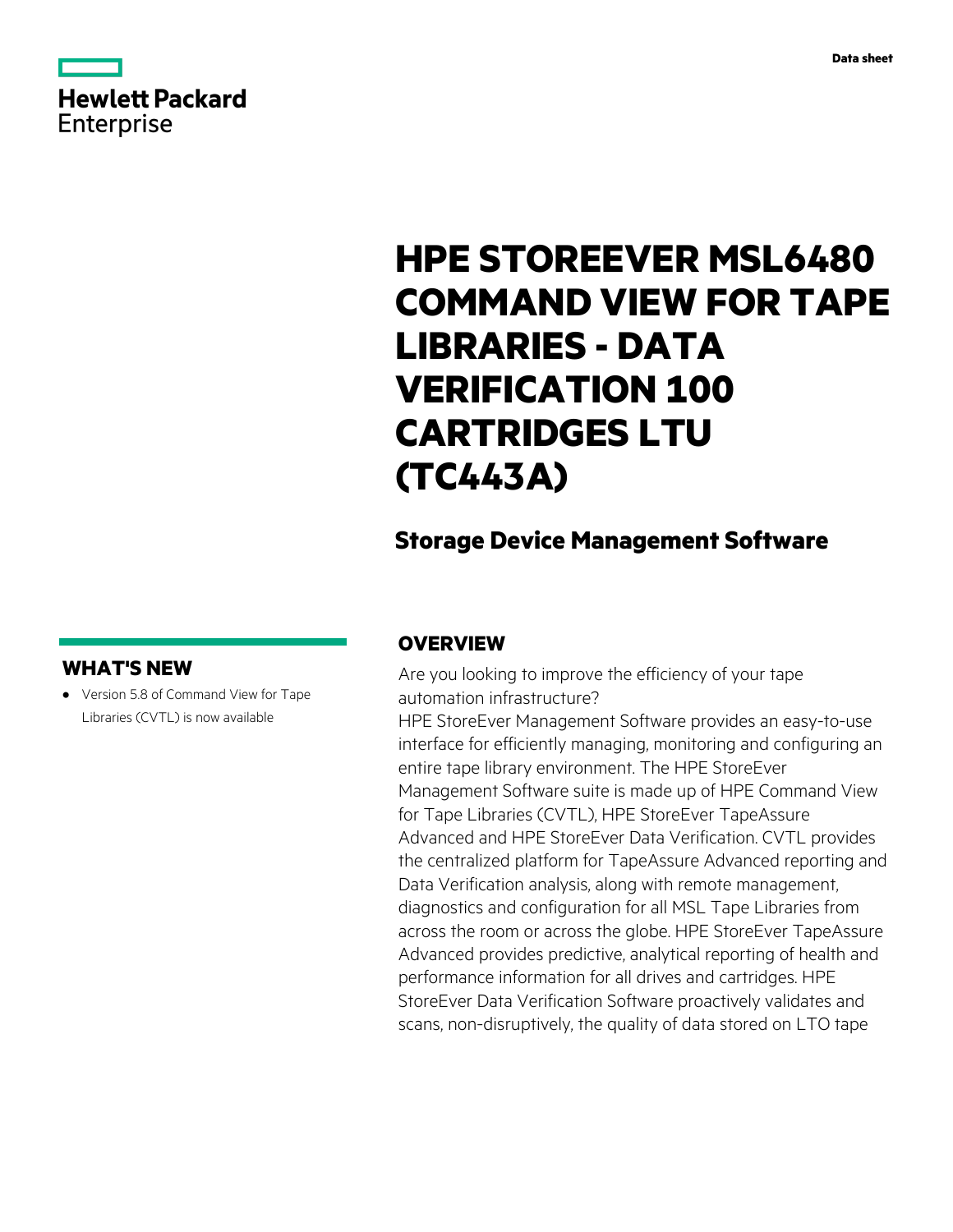Hewlett Packard Enterprise

Data sheet

# HPE STOREEVER MSL6480 COMMAND VIEW FOR TAPE LIBRARIES - DATA VERIFICATION 100 CARTRIDGES LTU (TC443A)

## Storage Device Management Software

## OVERVIEW

Are you looking to improve the efficiency of your tape automation infrastructure?

HPE StoreEver Management Software provides an easy-to-use interface for efficiently managing, monitoring and configuring an entire tape library environment. The HPE StoreEver Management Software suite is made up of HPE Command View for Tape Libraries (CVTL), HPE StoreEver TapeAssure Advanced and HPE StoreEver Data Verification. CVTL provides the centralized platform for TapeAssure Advanced reporting and Data Verification analysis, along with remote management, diagnostics and configuration for all MSL Tape Libraries from across the room or across the globe. HPE StoreEver TapeAssure Advanced provides predictive, analytical reporting of health and performance information for all drives and cartridges. HPE StoreEver Data Verification Software proactively validates and scans, non-disruptively, the quality of data stored on LTO tape

## WHAT'S NEW

- Version 5.8 of Command View for Tape Libraries (CVTL) is now available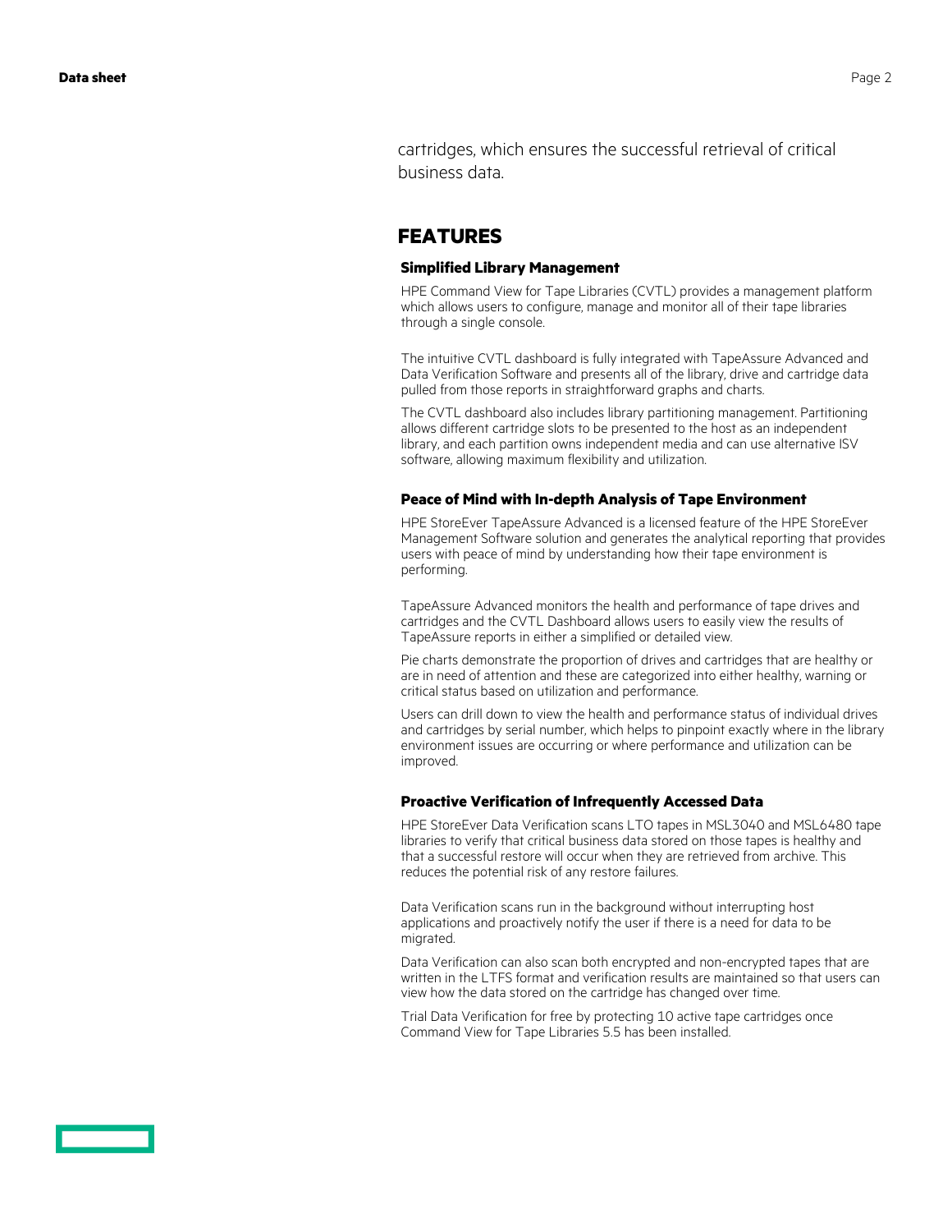cartridges, which ensures the successful retrieval of critical business data.

## FEATURES

### Simplified Library Management

HPE Command View for Tape Libraries (CVTL) provides a management platform which allows users to configure, manage and monitor all of their tape libraries through a single console.

The intuitive CVTL dashboard is fully integrated with TapeAssure Advanced and Data Verification Software and presents all of the library, drive and cartridge data pulled from those reports in straightforward graphs and charts.

The CVTL dashboard also includes library partitioning management. Partitioning allows different cartridge slots to be presented to the host as an independent library, and each partition owns independent media and can use alternative ISV software, allowing maximum flexibility and utilization.

### Peace of Mind with In-depth Analysis of Tape Environment

HPE StoreEver TapeAssure Advanced is a licensed feature of the HPE StoreEver Management Software solution and generates the analytical reporting that provides users with peace of mind by understanding how their tape environment is performing.

TapeAssure Advanced monitors the health and performance of tape drives and cartridges and the CVTL Dashboard allows users to easily view the results of TapeAssure reports in either a simplified or detailed view.

Pie charts demonstrate the proportion of drives and cartridges that are healthy or are in need of attention and these are categorized into either healthy, warning or critical status based on utilization and performance.

Users can drill down to view the health and performance status of individual drives and cartridges by serial number, which helps to pinpoint exactly where in the library environment issues are occurring or where performance and utilization can be improved.

### Proactive Verification of Infrequently Accessed Data

HPE StoreEver Data Verification scans LTO tapes in MSL3040 and MSL6480 tape libraries to verify that critical business data stored on those tapes is healthy and that a successful restore will occur when they are retrieved from archive. This reduces the potential risk of any restore failures.

Data Verification scans run in the background without interrupting host applications and proactively notify the user if there is a need for data to be migrated.

Data Verification can also scan both encrypted and non-encrypted tapes that are written in the LTFS format and verification results are maintained so that users can view how the data stored on the cartridge has changed over time.

Trial Data Verification for free by protecting 10 active tape cartridges once Command View for Tape Libraries 5.5 has been installed.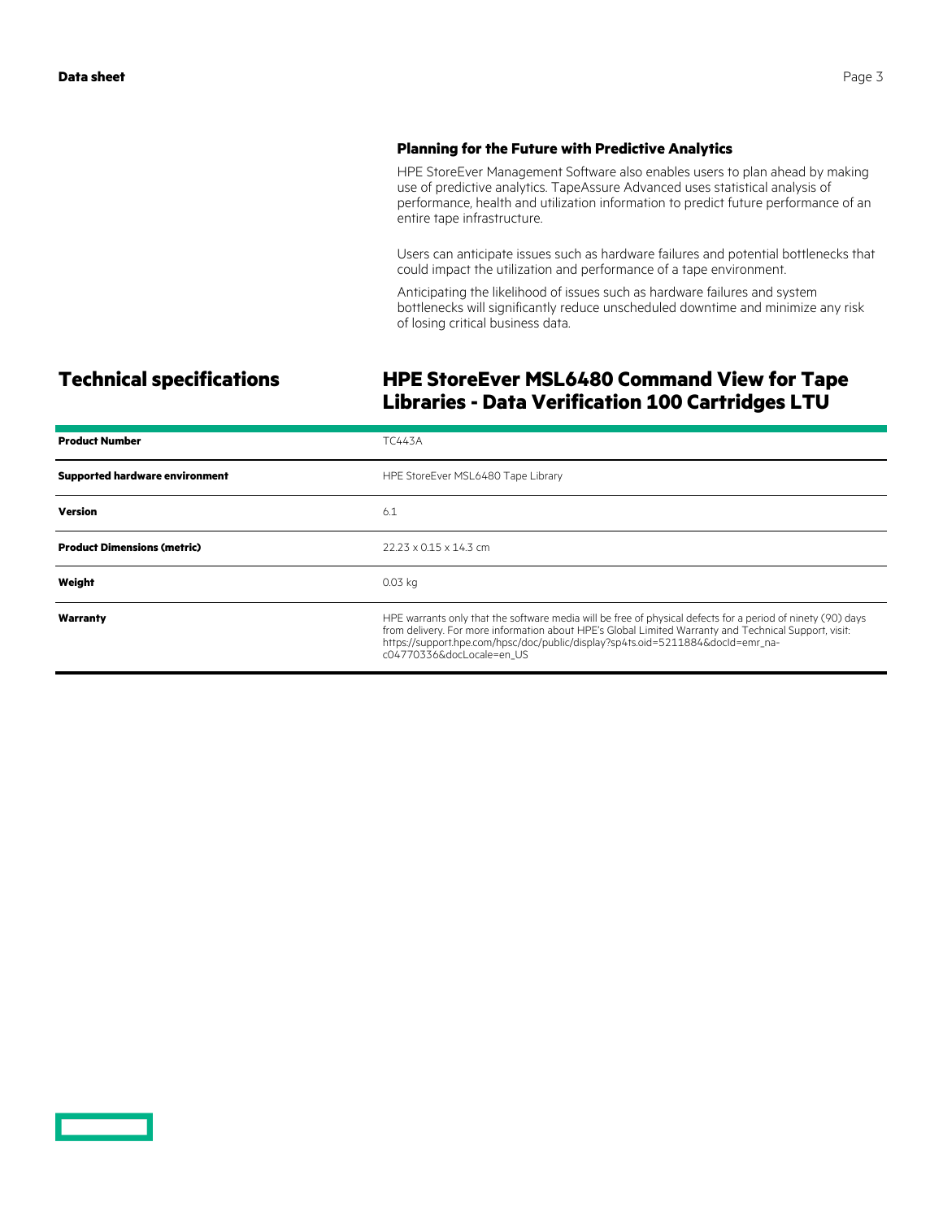### Planning for the Future with Predictive Analytics

HPE StoreEver Management Software also enables users to plan ahead by making use of predictive analytics. TapeAssure Advanced uses statistical analysis of performance, health and utilization information to predict future performance of an entire tape infrastructure.

Users can anticipate issues such as hardware failures and potential bottlenecks that could impact the utilization and performance of a tape environment.

Anticipating the likelihood of issues such as hardware failures and system bottlenecks will significantly reduce unscheduled downtime and minimize any risk of losing critical business data.

## Technical specifications

## HPE StoreEver MSL6480 Command View for Tape Libraries - Data Verification 100 Cartridges LTU

| | |
|---|---|
| **Product Number** | TC443A |
| **Supported hardware environment** | HPE StoreEver MSL6480 Tape Library |
| **Version** | 6.1 |
| **Product Dimensions (metric)** | 22.23 x 0.15 x 14.3 cm |
| **Weight** | 0.03 kg |
| **Warranty** | HPE warrants only that the software media will be free of physical defects for a period of ninety (90) days from delivery. For more information about HPE's Global Limited Warranty and Technical Support, visit: https://support.hpe.com/hpsc/doc/public/display?sp4ts.oid=5211884&docId=emr_na-c04770336&docLocale=en_US |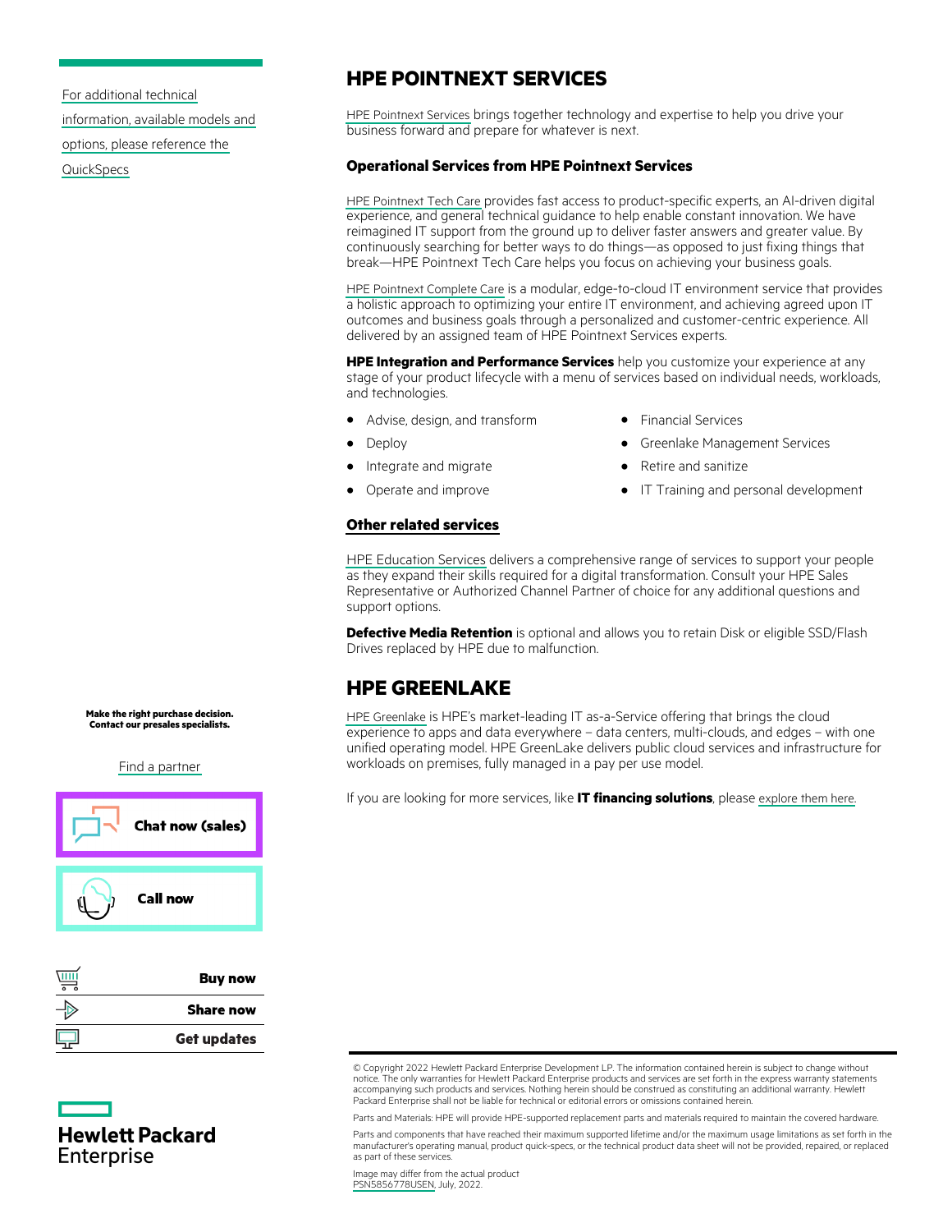For additional technical information, available models and options, please reference the QuickSpecs

## HPE POINTNEXT SERVICES

HPE Pointnext Services brings together technology and expertise to help you drive your business forward and prepare for whatever is next.

### Operational Services from HPE Pointnext Services

HPE Pointnext Tech Care provides fast access to product-specific experts, an AI-driven digital experience, and general technical guidance to help enable constant innovation. We have reimagined IT support from the ground up to deliver faster answers and greater value. By continuously searching for better ways to do things—as opposed to just fixing things that break—HPE Pointnext Tech Care helps you focus on achieving your business goals.

HPE Pointnext Complete Care is a modular, edge-to-cloud IT environment service that provides a holistic approach to optimizing your entire IT environment, and achieving agreed upon IT outcomes and business goals through a personalized and customer-centric experience. All delivered by an assigned team of HPE Pointnext Services experts.

**HPE Integration and Performance Services** help you customize your experience at any stage of your product lifecycle with a menu of services based on individual needs, workloads, and technologies.

- Advise, design, and transform
- Deploy
- Integrate and migrate
- Operate and improve
- Financial Services
- Greenlake Management Services
- Retire and sanitize
- IT Training and personal development

### Other related services

HPE Education Services delivers a comprehensive range of services to support your people as they expand their skills required for a digital transformation. Consult your HPE Sales Representative or Authorized Channel Partner of choice for any additional questions and support options.

**Defective Media Retention** is optional and allows you to retain Disk or eligible SSD/Flash Drives replaced by HPE due to malfunction.

## HPE GREENLAKE

HPE Greenlake is HPE's market-leading IT as-a-Service offering that brings the cloud experience to apps and data everywhere – data centers, multi-clouds, and edges – with one unified operating model. HPE GreenLake delivers public cloud services and infrastructure for workloads on premises, fully managed in a pay per use model.

If you are looking for more services, like **IT financing solutions**, please explore them here.

**Make the right purchase decision. Contact our presales specialists.**

Find a partner

Chat now (sales)

Call now

Buy now

Share now

Get updates

Hewlett Packard Enterprise

© Copyright 2022 Hewlett Packard Enterprise Development LP. The information contained herein is subject to change without notice. The only warranties for Hewlett Packard Enterprise products and services are set forth in the express warranty statements accompanying such products and services. Nothing herein should be construed as constituting an additional warranty. Hewlett Packard Enterprise shall not be liable for technical or editorial errors or omissions contained herein.

Parts and Materials: HPE will provide HPE-supported replacement parts and materials required to maintain the covered hardware.

Parts and components that have reached their maximum supported lifetime and/or the maximum usage limitations as set forth in the manufacturer's operating manual, product quick-specs, or the technical product data sheet will not be provided, repaired, or replaced as part of these services.

Image may differ from the actual product

PSN5856778USEN, July, 2022.